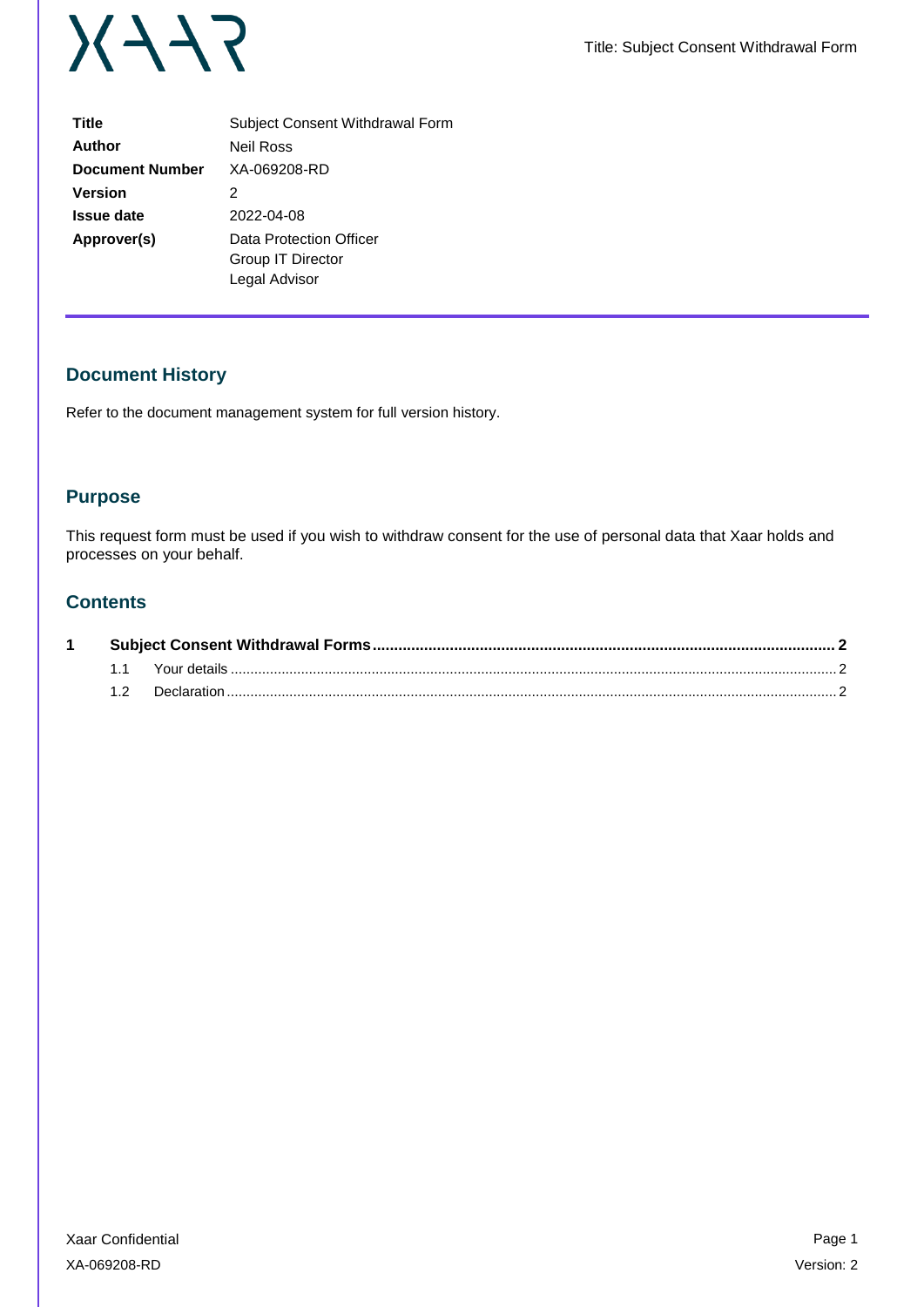| | |
|---|---|
| **Title** | Subject Consent Withdrawal Form |
| **Author** | Neil Ross |
| **Document Number** | XA-069208-RD |
| **Version** | 2 |
| **Issue date** | 2022-04-08 |
| **Approver(s)** | Data Protection Officer<br>Group IT Director<br>Legal Advisor |

## Document History

Refer to the document management system for full version history.

## Purpose

This request form must be used if you wish to withdraw consent for the use of personal data that Xaar holds and processes on your behalf.

## Contents

**1 Subject Consent Withdrawal Forms .......... 2**

1.1 Your details .......... 2

1.2 Declaration .......... 2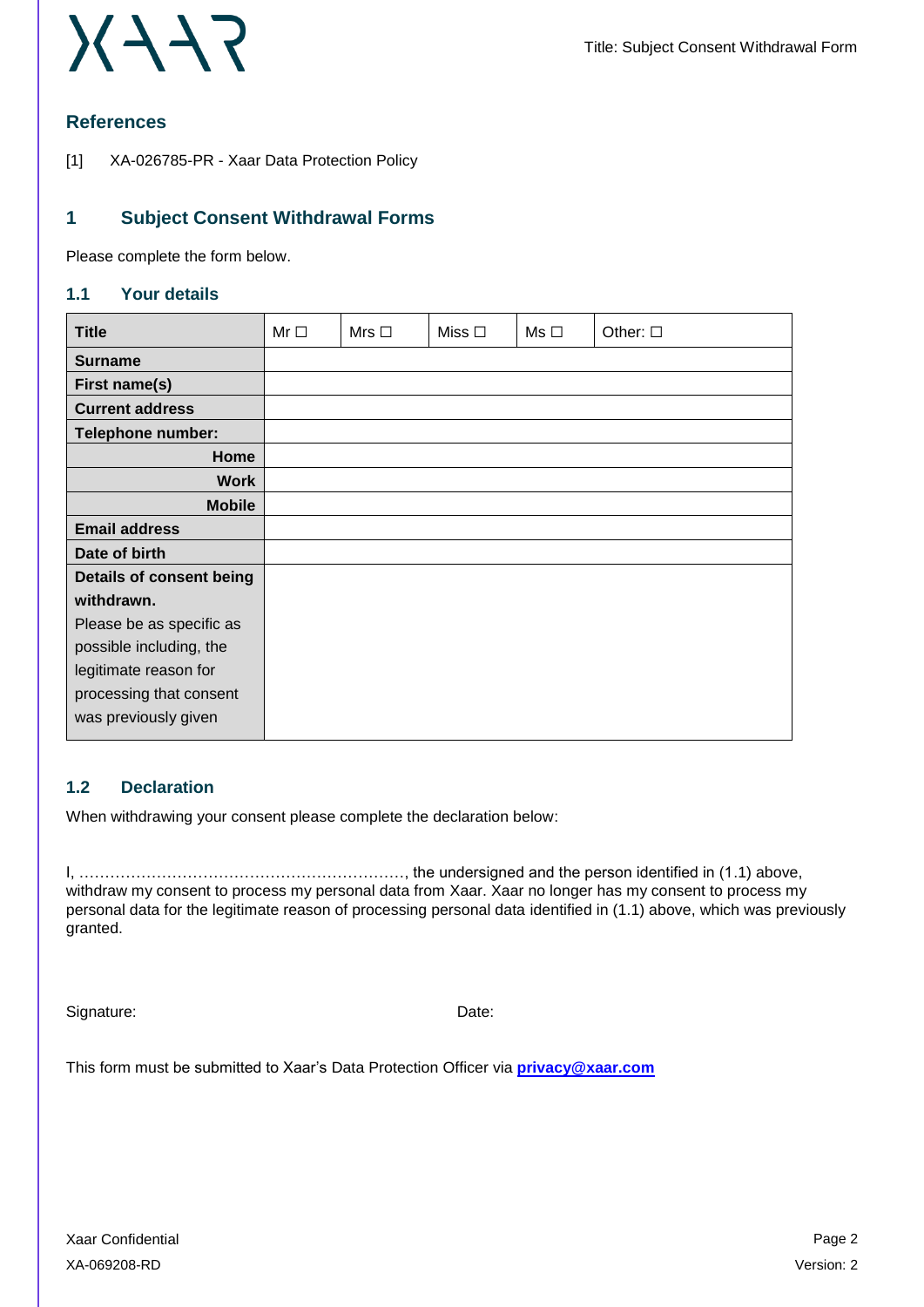## References

[1] XA-026785-PR - Xaar Data Protection Policy

# 1 Subject Consent Withdrawal Forms

Please complete the form below.

## 1.1 Your details

| | | | | | |
|---|---|---|---|---|---|
| **Title** | Mr ☐ | Mrs ☐ | Miss ☐ | Ms ☐ | Other: ☐ |
| **Surname** | | | | | |
| **First name(s)** | | | | | |
| **Current address** | | | | | |
| **Telephone number:** | | | | | |
| **Home** | | | | | |
| **Work** | | | | | |
| **Mobile** | | | | | |
| **Email address** | | | | | |
| **Date of birth** | | | | | |
| **Details of consent being withdrawn.** Please be as specific as possible including, the legitimate reason for processing that consent was previously given | | | | | |

## 1.2 Declaration

When withdrawing your consent please complete the declaration below:

I, ………………………………………………………, the undersigned and the person identified in (1.1) above, withdraw my consent to process my personal data from Xaar. Xaar no longer has my consent to process my personal data for the legitimate reason of processing personal data identified in (1.1) above, which was previously granted.

Signature: Date:

This form must be submitted to Xaar's Data Protection Officer via **privacy@xaar.com**

Xaar Confidential

XA-069208-RD

Version: 2